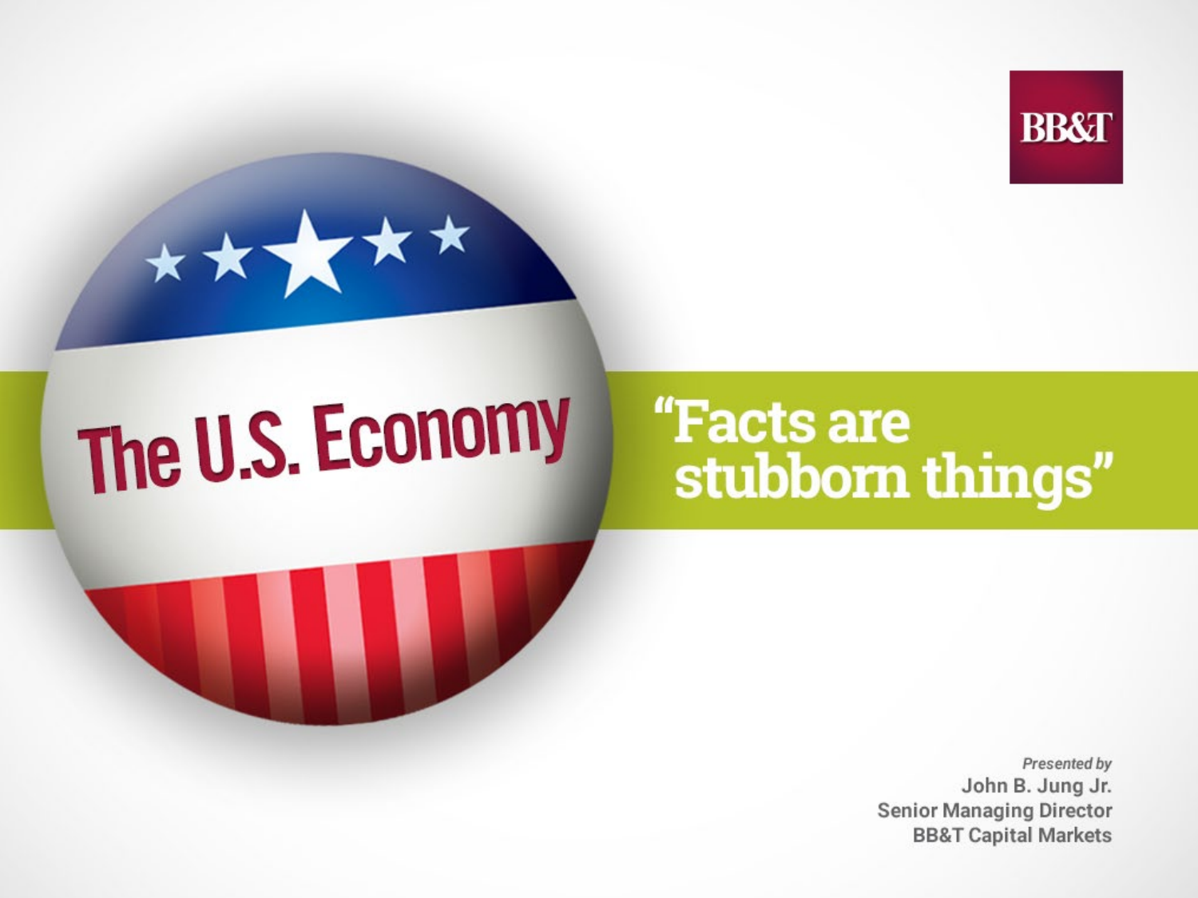BB&T

# The U.S. Economy

## "Facts are stubborn things"

*Presented by*

**John B. Jung Jr.**
**Senior Managing Director**
**BB&T Capital Markets**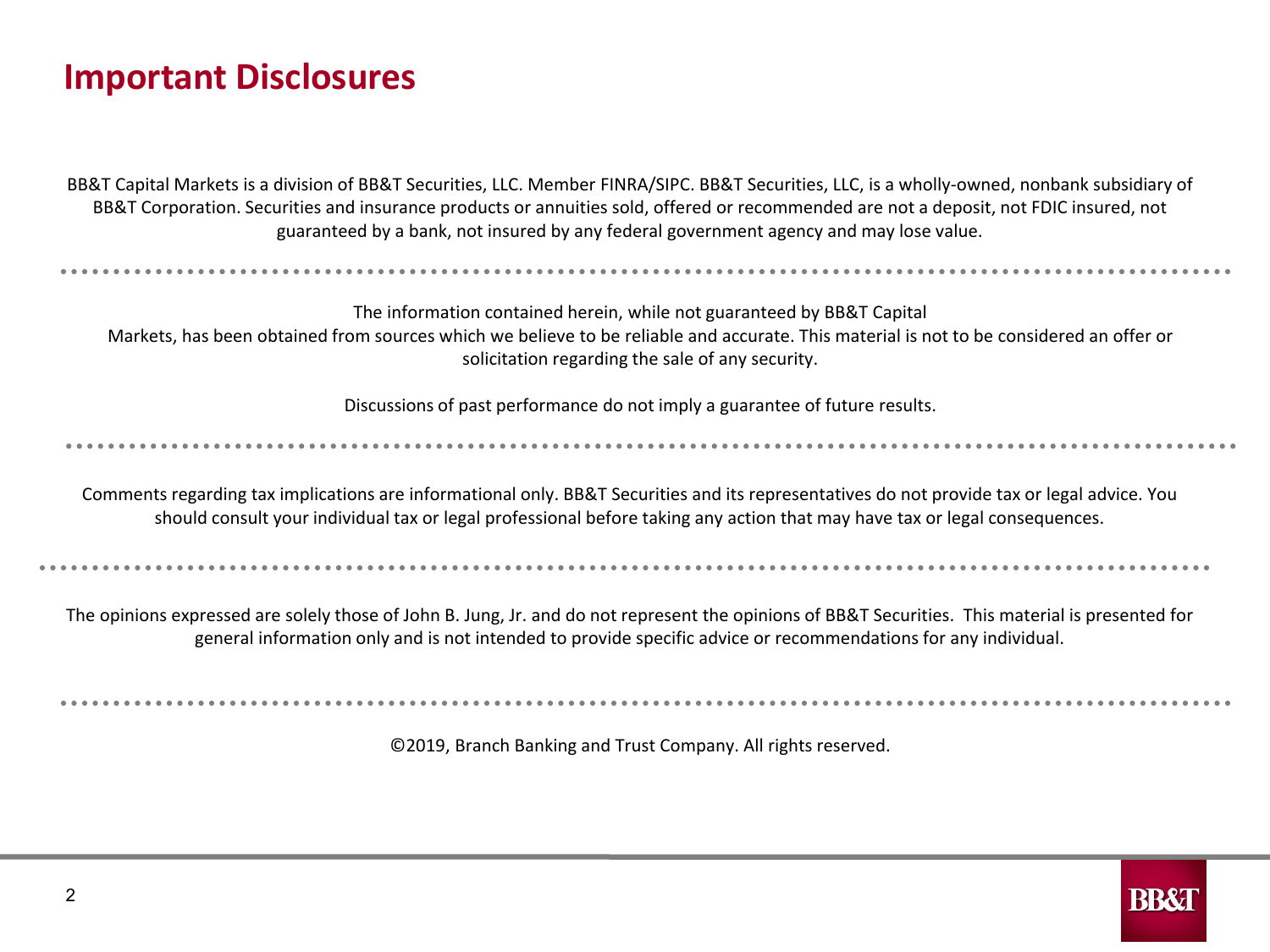# Important Disclosures

BB&T Capital Markets is a division of BB&T Securities, LLC. Member FINRA/SIPC. BB&T Securities, LLC, is a wholly-owned, nonbank subsidiary of BB&T Corporation. Securities and insurance products or annuities sold, offered or recommended are not a deposit, not FDIC insured, not guaranteed by a bank, not insured by any federal government agency and may lose value.

---

The information contained herein, while not guaranteed by BB&T Capital Markets, has been obtained from sources which we believe to be reliable and accurate. This material is not to be considered an offer or solicitation regarding the sale of any security.

Discussions of past performance do not imply a guarantee of future results.

---

Comments regarding tax implications are informational only. BB&T Securities and its representatives do not provide tax or legal advice. You should consult your individual tax or legal professional before taking any action that may have tax or legal consequences.

---

The opinions expressed are solely those of John B. Jung, Jr. and do not represent the opinions of BB&T Securities. This material is presented for general information only and is not intended to provide specific advice or recommendations for any individual.

---

©2019, Branch Banking and Trust Company. All rights reserved.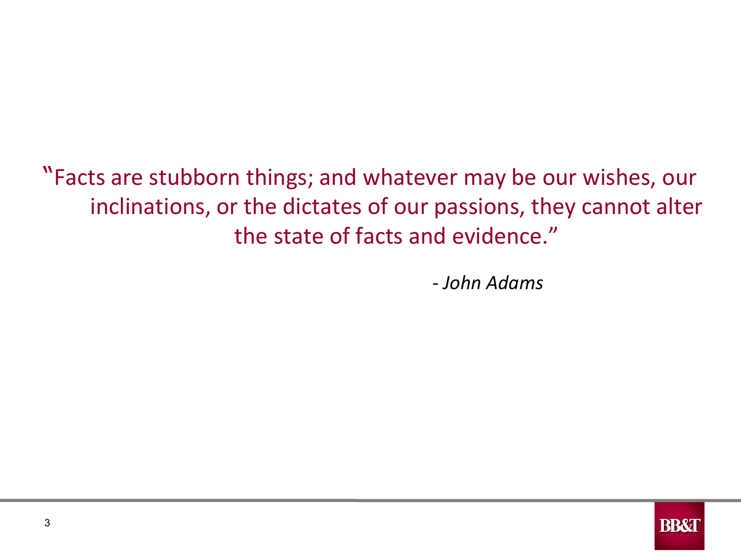"Facts are stubborn things; and whatever may be our wishes, our inclinations, or the dictates of our passions, they cannot alter the state of facts and evidence."

*- John Adams*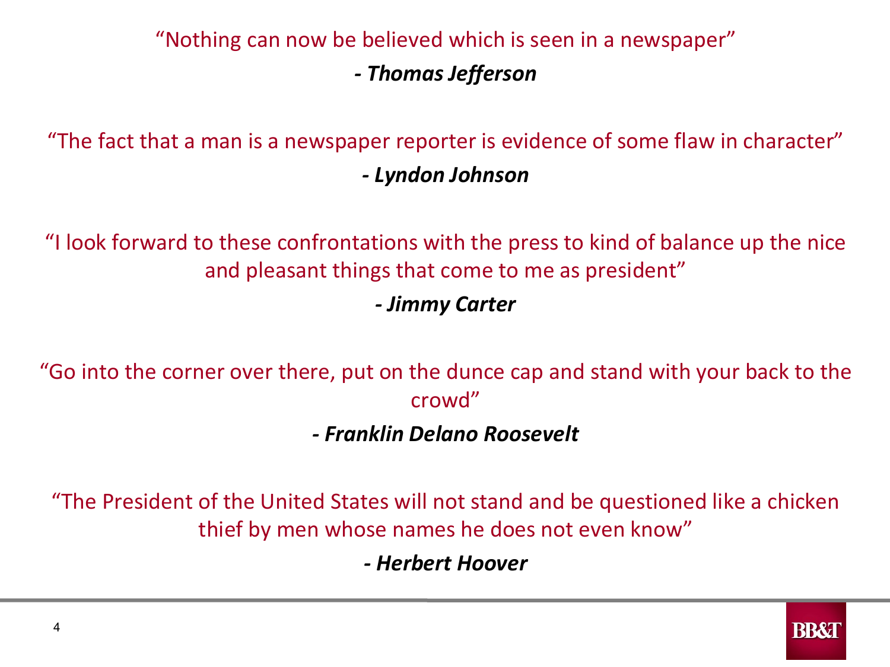"Nothing can now be believed which is seen in a newspaper"

***- Thomas Jefferson***

"The fact that a man is a newspaper reporter is evidence of some flaw in character"

***- Lyndon Johnson***

"I look forward to these confrontations with the press to kind of balance up the nice and pleasant things that come to me as president"

***- Jimmy Carter***

"Go into the corner over there, put on the dunce cap and stand with your back to the crowd"

***- Franklin Delano Roosevelt***

"The President of the United States will not stand and be questioned like a chicken thief by men whose names he does not even know"

***- Herbert Hoover***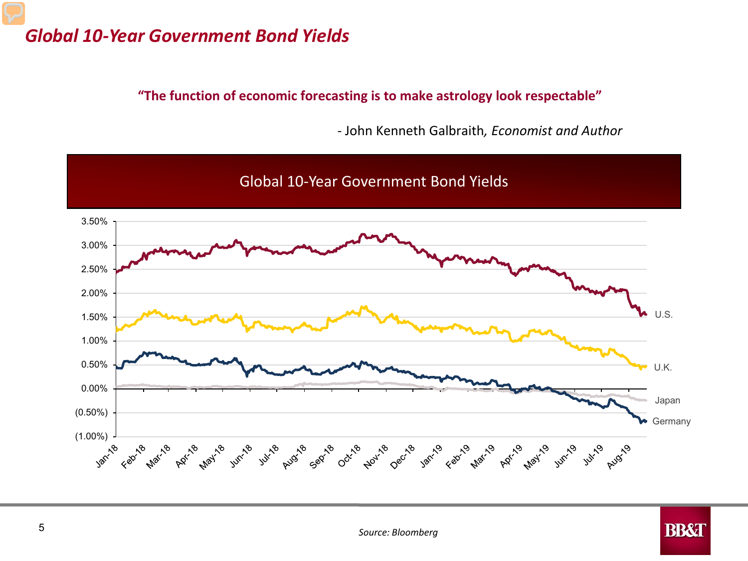# *Global 10-Year Government Bond Yields*

**"The function of economic forecasting is to make astrology look respectable"**

- John Kenneth Galbraith, *Economist and Author*

Global 10-Year Government Bond Yields

*Source: Bloomberg*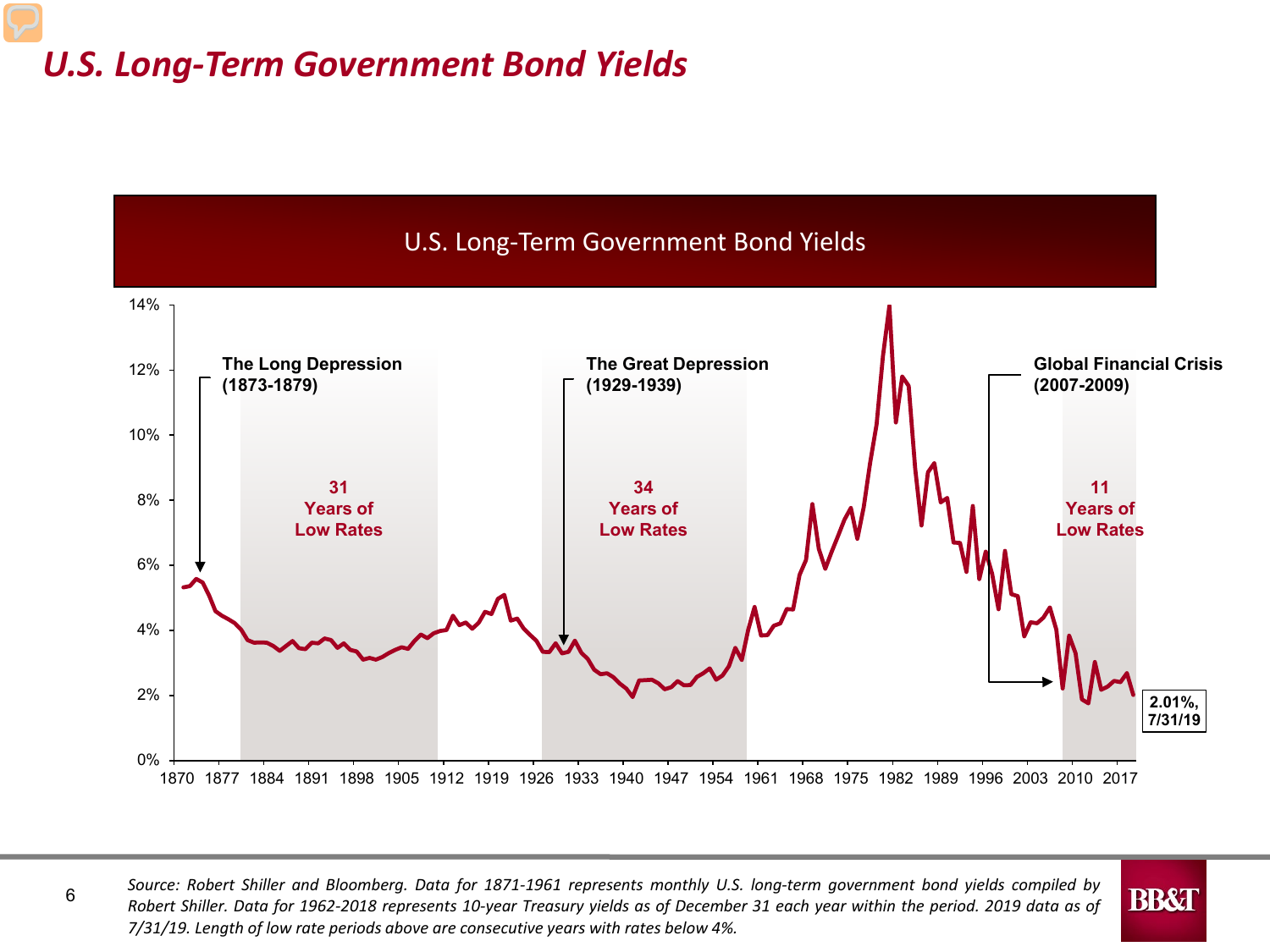# U.S. Long-Term Government Bond Yields

U.S. Long-Term Government Bond Yields

**The Long Depression (1873-1879)**

**The Great Depression (1929-1939)**

**Global Financial Crisis (2007-2009)**

**31 Years of Low Rates**

**34 Years of Low Rates**

**11 Years of Low Rates**

**2.01%, 7/31/19**

*Source: Robert Shiller and Bloomberg. Data for 1871-1961 represents monthly U.S. long-term government bond yields compiled by Robert Shiller. Data for 1962-2018 represents 10-year Treasury yields as of December 31 each year within the period. 2019 data as of 7/31/19. Length of low rate periods above are consecutive years with rates below 4%.*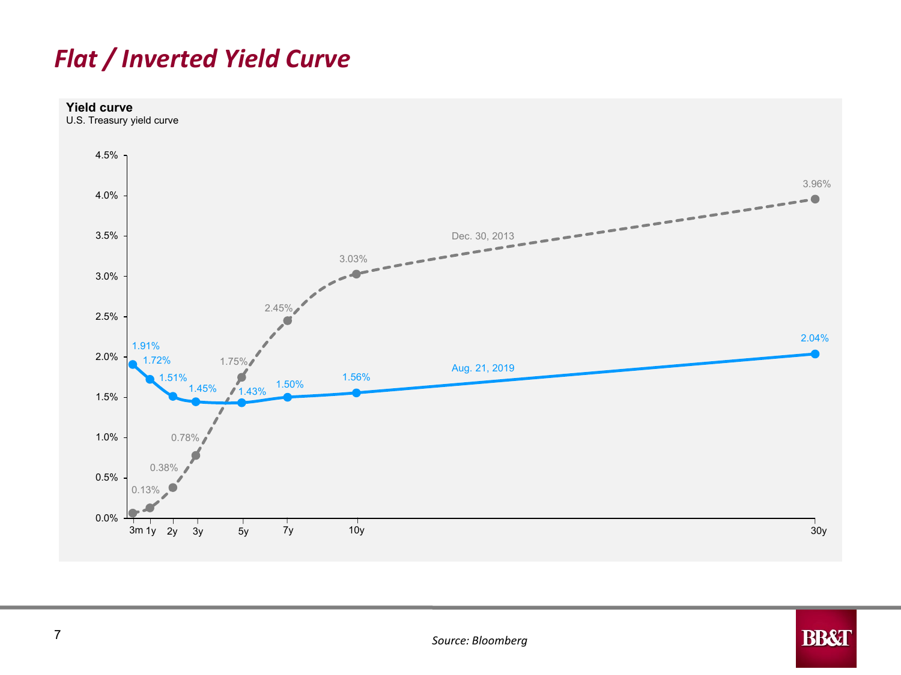# *Flat / Inverted Yield Curve*

**Yield curve**

U.S. Treasury yield curve

| Maturity | Dec. 30, 2013 | Aug. 21, 2019 |
|---|---|---|
| 3m | | 1.91% |
| 1y | 0.13% | 1.72% |
| 2y | 0.38% | 1.51% |
| 3y | 0.78% | 1.45% |
| 5y | 1.75% | 1.43% |
| 7y | 2.45% | 1.50% |
| 10y | 3.03% | 1.56% |
| 30y | 3.96% | 2.04% |

*Source: Bloomberg*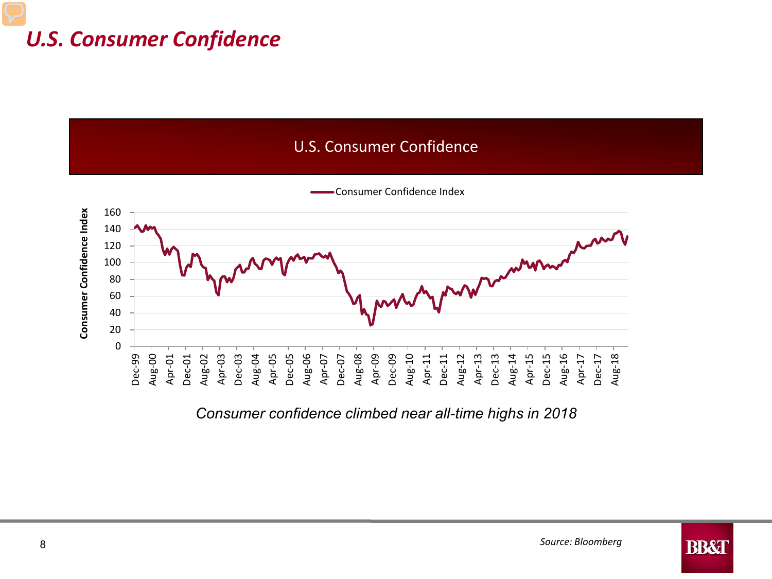# U.S. Consumer Confidence

## U.S. Consumer Confidence

Consumer Confidence Index

Consumer Confidence Index

160
140
120
100
80
60
40
20
0

Dec-99, Aug-00, Apr-01, Dec-01, Aug-02, Apr-03, Dec-03, Aug-04, Apr-05, Dec-05, Aug-06, Apr-07, Dec-07, Aug-08, Apr-09, Dec-09, Aug-10, Apr-11, Dec-11, Aug-12, Apr-13, Dec-13, Aug-14, Apr-15, Dec-15, Aug-16, Apr-17, Dec-17, Aug-18

*Consumer confidence climbed near all-time highs in 2018*

*Source: Bloomberg*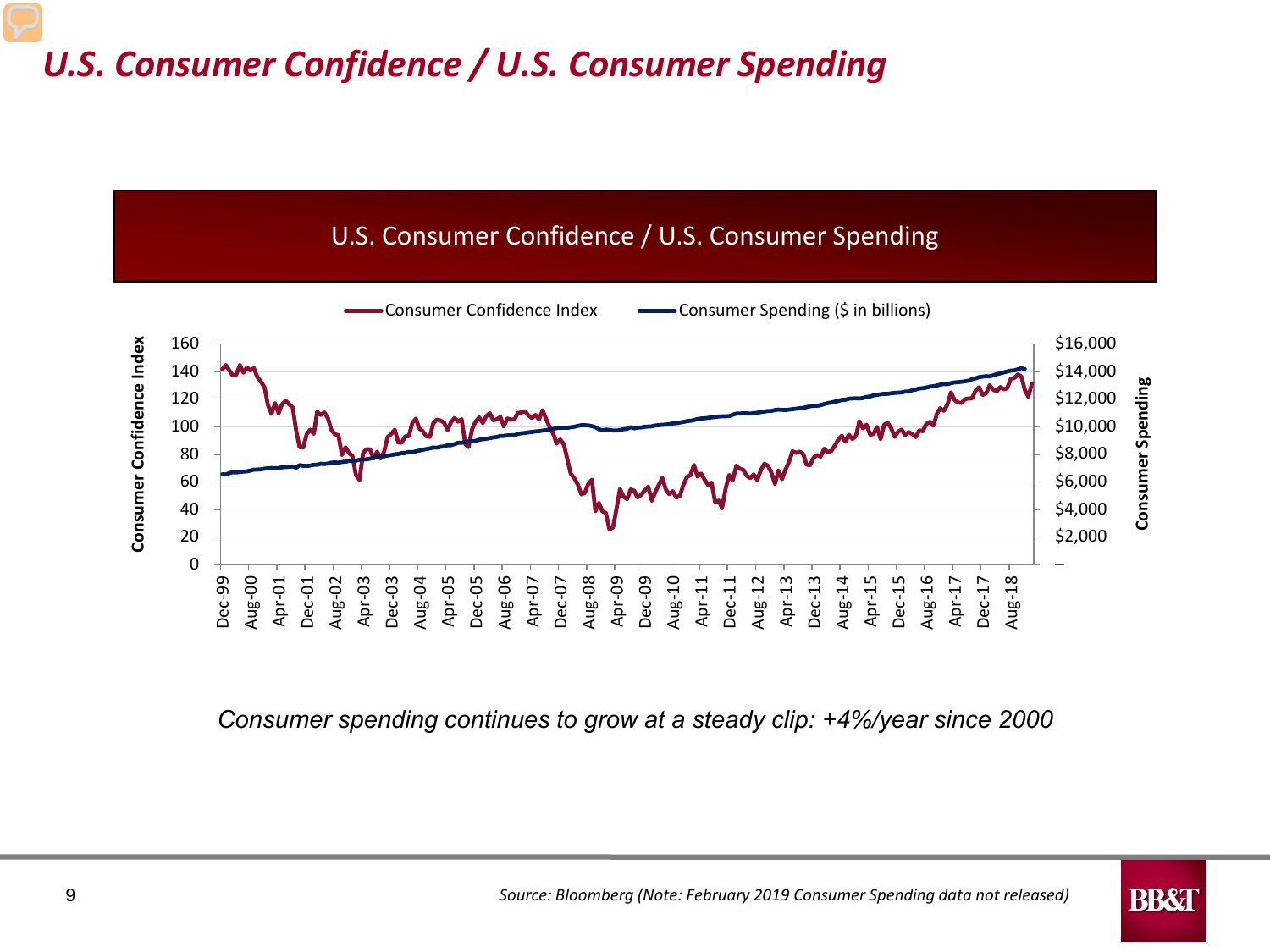# U.S. Consumer Confidence / U.S. Consumer Spending

## U.S. Consumer Confidence / U.S. Consumer Spending

Consumer Confidence Index — Consumer Spending ($ in billions)

*Consumer spending continues to grow at a steady clip: +4%/year since 2000*

*Source: Bloomberg (Note: February 2019 Consumer Spending data not released)*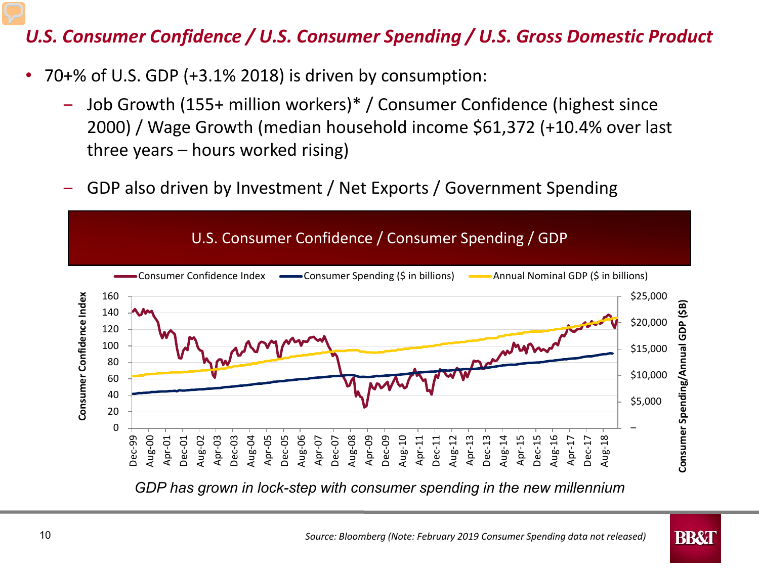## U.S. Consumer Confidence / U.S. Consumer Spending / U.S. Gross Domestic Product

- 70+% of U.S. GDP (+3.1% 2018) is driven by consumption:
  - Job Growth (155+ million workers)* / Consumer Confidence (highest since 2000) / Wage Growth (median household income $61,372 (+10.4% over last three years – hours worked rising)
  - GDP also driven by Investment / Net Exports / Government Spending

**U.S. Consumer Confidence / Consumer Spending / GDP**

*GDP has grown in lock-step with consumer spending in the new millennium*

*Source: Bloomberg (Note: February 2019 Consumer Spending data not released)*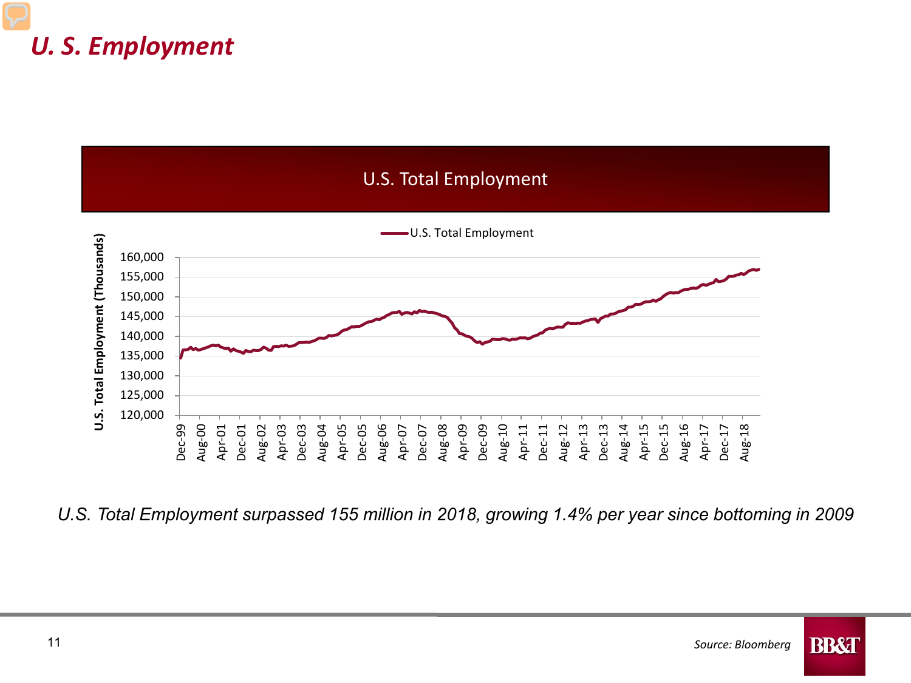# U. S. Employment

## U.S. Total Employment

U.S. Total Employment surpassed 155 million in 2018, growing 1.4% per year since bottoming in 2009

Source: Bloomberg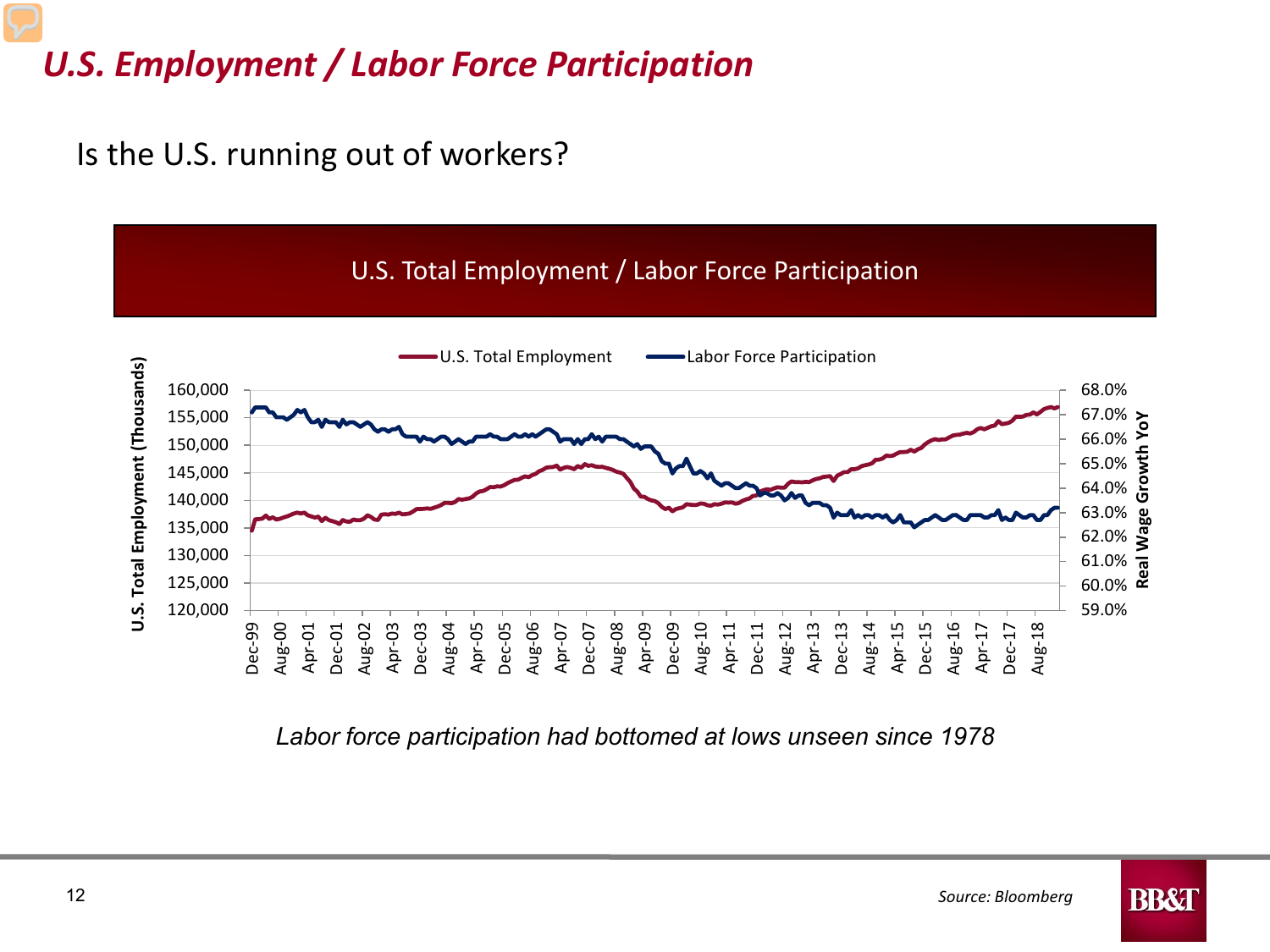# U.S. Employment / Labor Force Participation

Is the U.S. running out of workers?

U.S. Total Employment / Labor Force Participation

*Labor force participation had bottomed at lows unseen since 1978*

*Source: Bloomberg*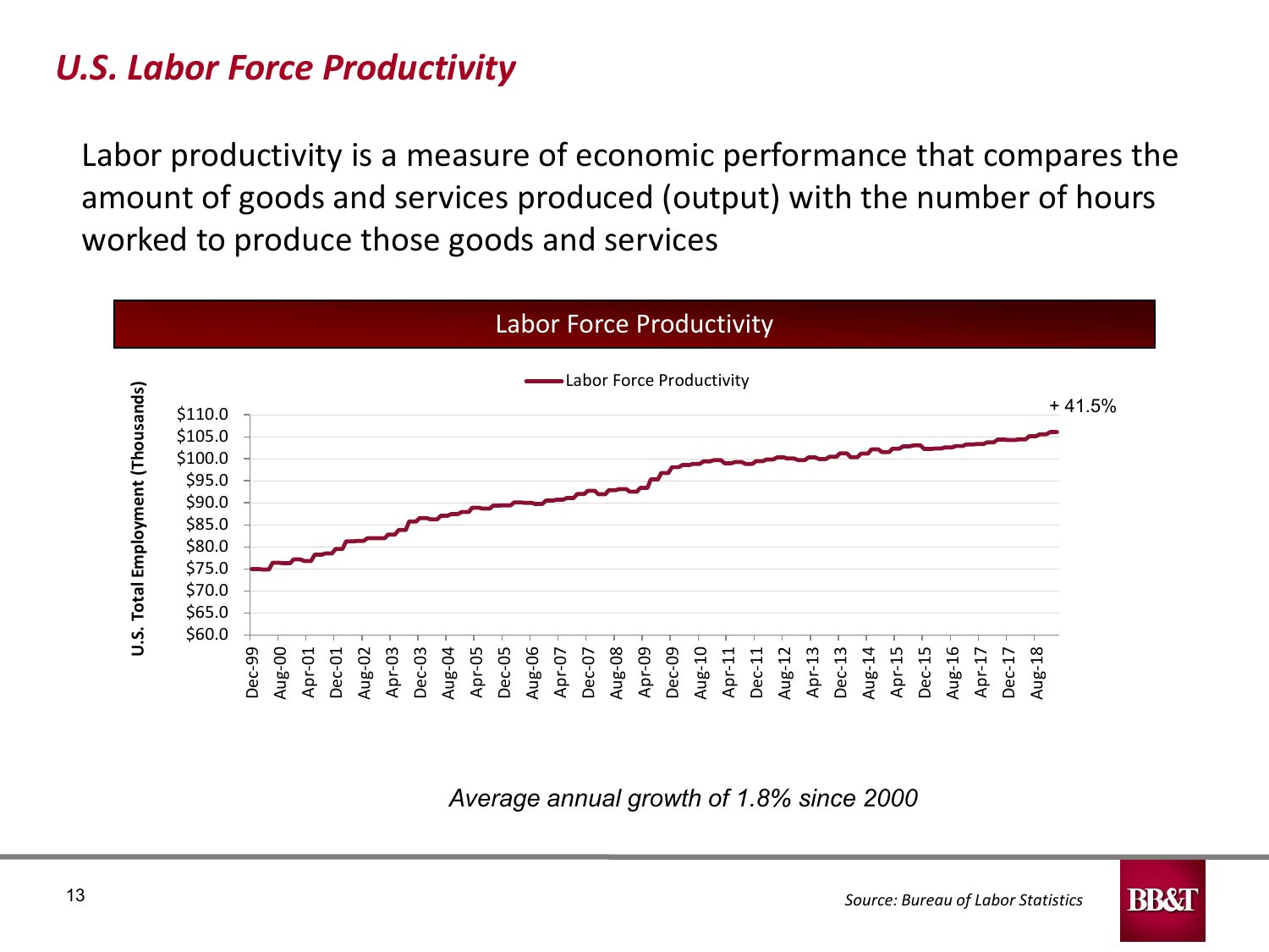## *U.S. Labor Force Productivity*

Labor productivity is a measure of economic performance that compares the amount of goods and services produced (output) with the number of hours worked to produce those goods and services

Labor Force Productivity

*Average annual growth of 1.8% since 2000*

*Source: Bureau of Labor Statistics*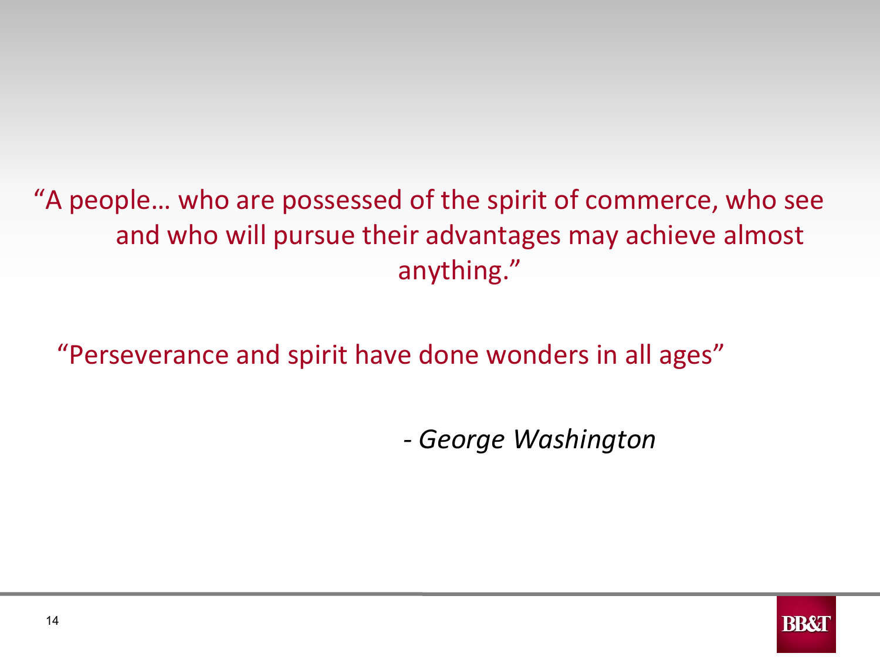"A people… who are possessed of the spirit of commerce, who see and who will pursue their advantages may achieve almost anything."

"Perseverance and spirit have done wonders in all ages"

*- George Washington*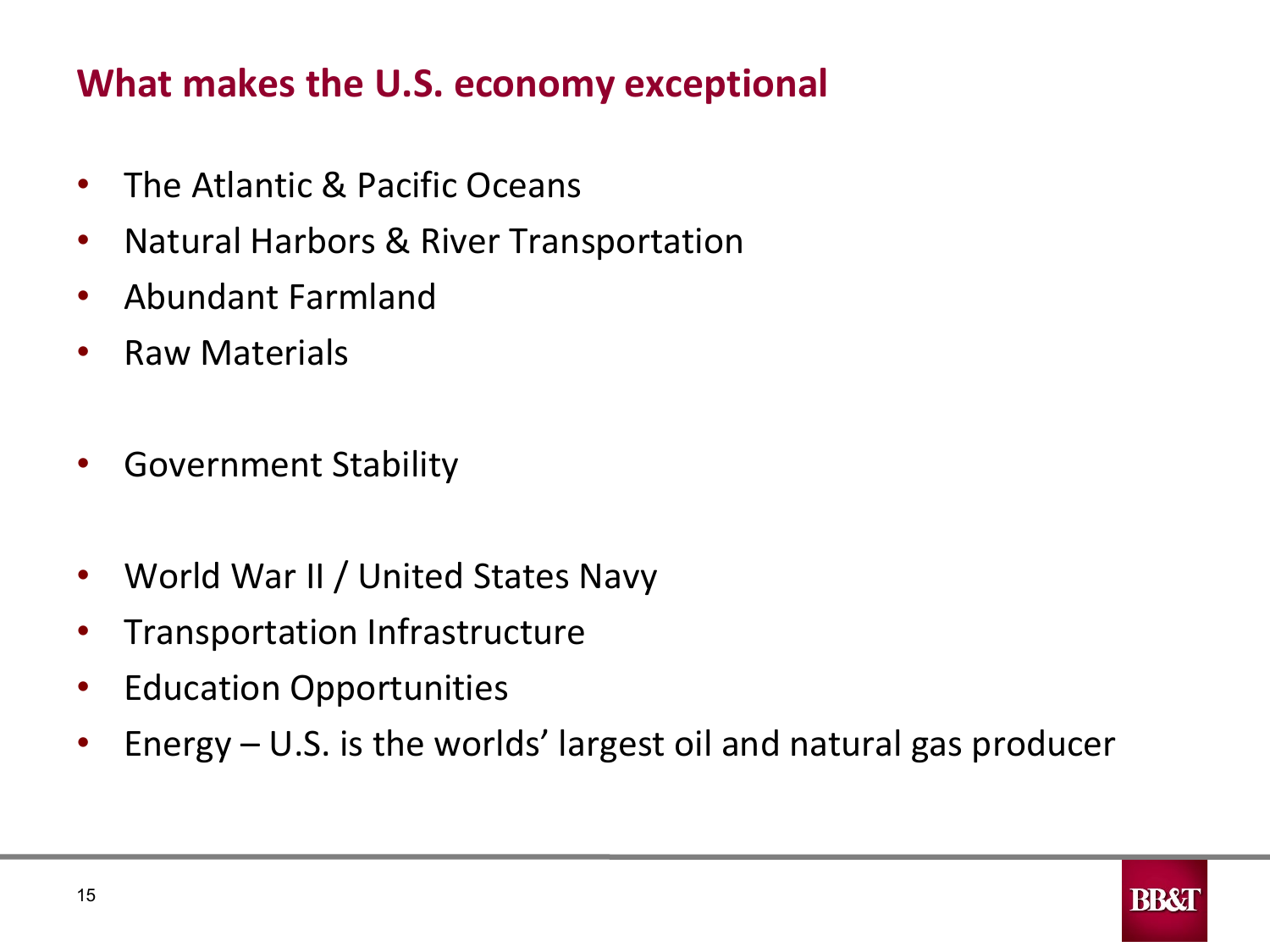## What makes the U.S. economy exceptional

- The Atlantic & Pacific Oceans
- Natural Harbors & River Transportation
- Abundant Farmland
- Raw Materials

- Government Stability

- World War II / United States Navy
- Transportation Infrastructure
- Education Opportunities
- Energy – U.S. is the worlds' largest oil and natural gas producer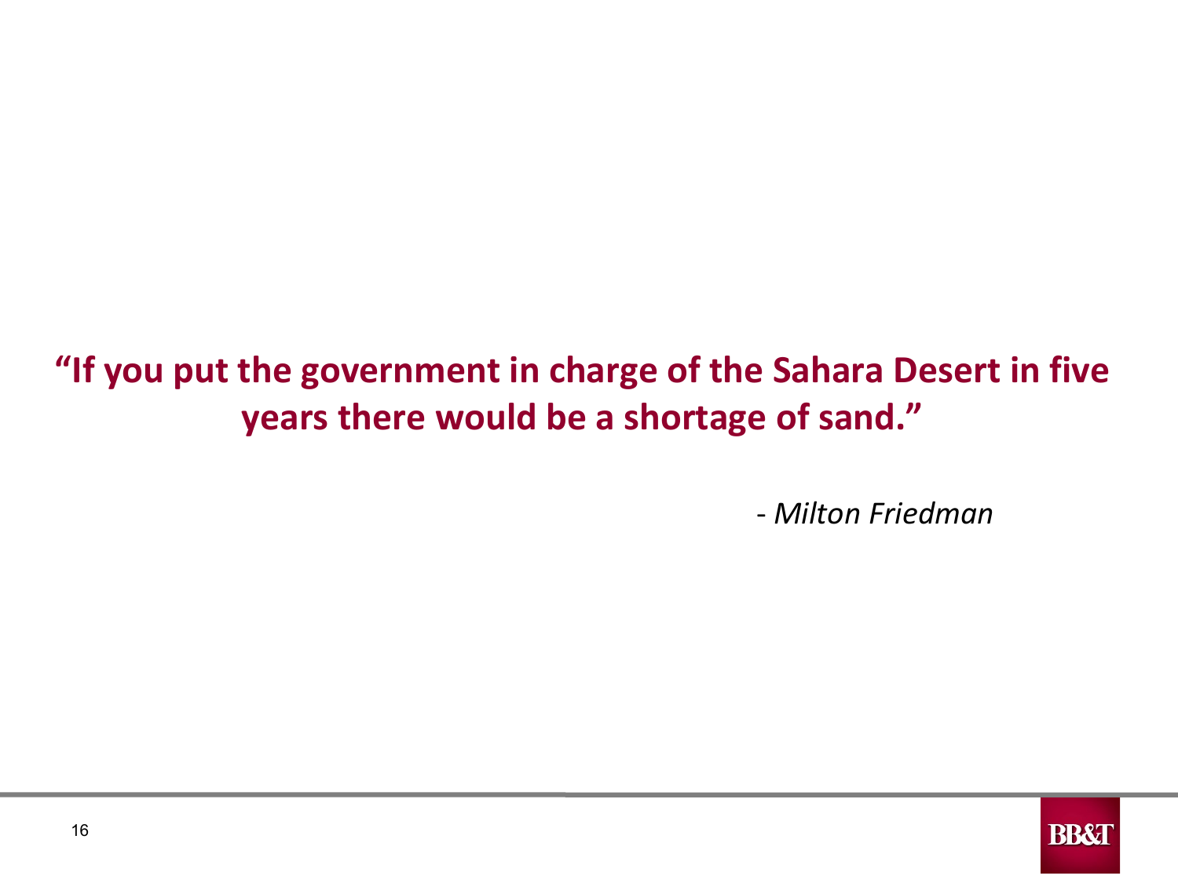**"If you put the government in charge of the Sahara Desert in five years there would be a shortage of sand."**

*- Milton Friedman*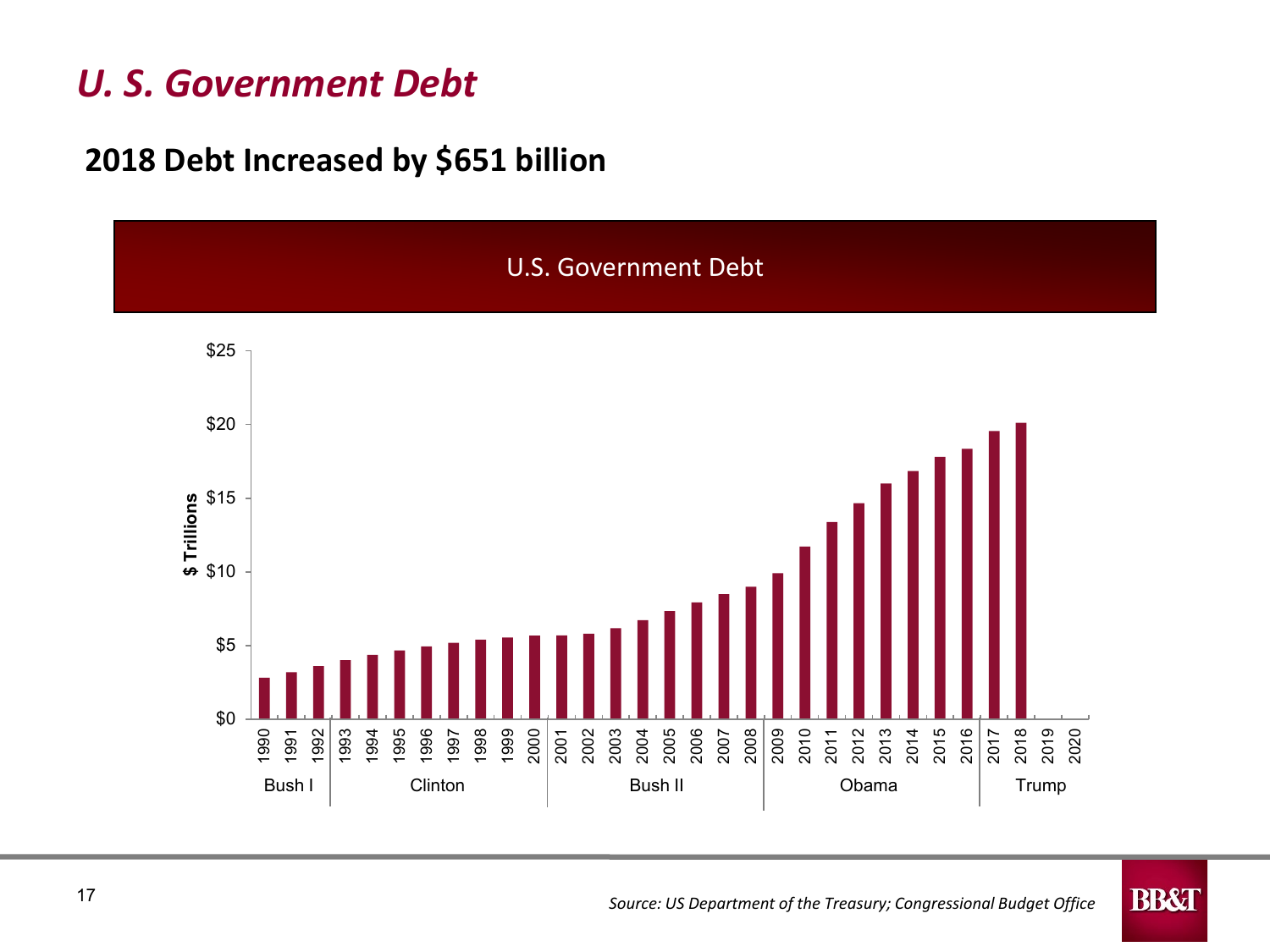# U. S. Government Debt

## 2018 Debt Increased by $651 billion

U.S. Government Debt

$ Trillions

$25
$20
$15
$10
$5
$0

1990 1991 1992 1993 1994 1995 1996 1997 1998 1999 2000 2001 2002 2003 2004 2005 2006 2007 2008 2009 2010 2011 2012 2013 2014 2015 2016 2017 2018 2019 2020

Bush I | Clinton | Bush II | Obama | Trump

*Source: US Department of the Treasury; Congressional Budget Office*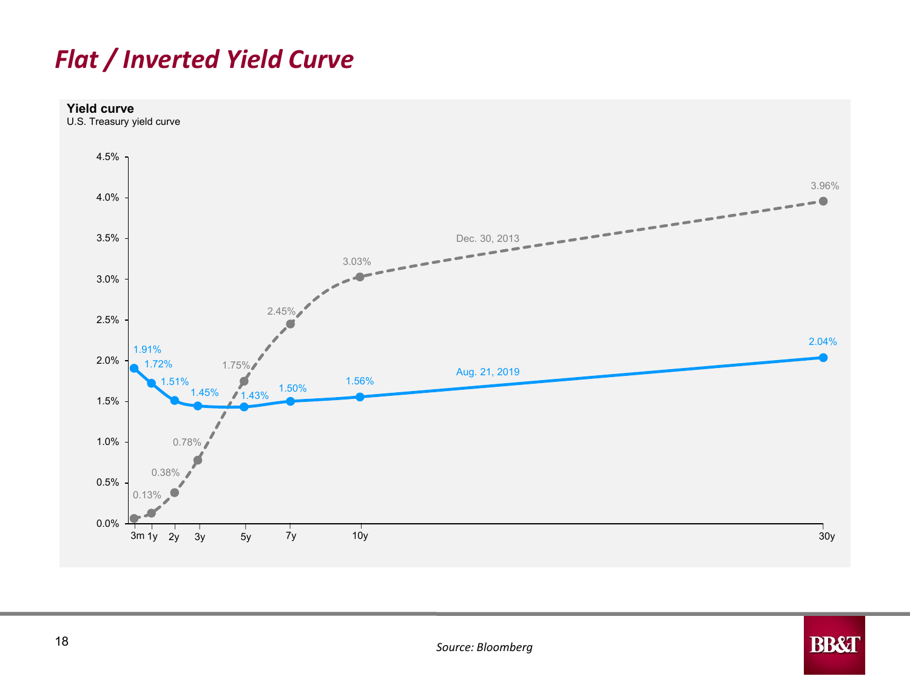# Flat / Inverted Yield Curve

**Yield curve**
U.S. Treasury yield curve

| Maturity | Dec. 30, 2013 | Aug. 21, 2019 |
|---|---|---|
| 3m | | 1.91% |
| 1y | 0.13% | 1.72% |
| 2y | 0.38% | 1.51% |
| 3y | 0.78% | 1.45% |
| 5y | 1.75% | 1.43% |
| 7y | 2.45% | 1.50% |
| 10y | 3.03% | 1.56% |
| 30y | 3.96% | 2.04% |

*Source: Bloomberg*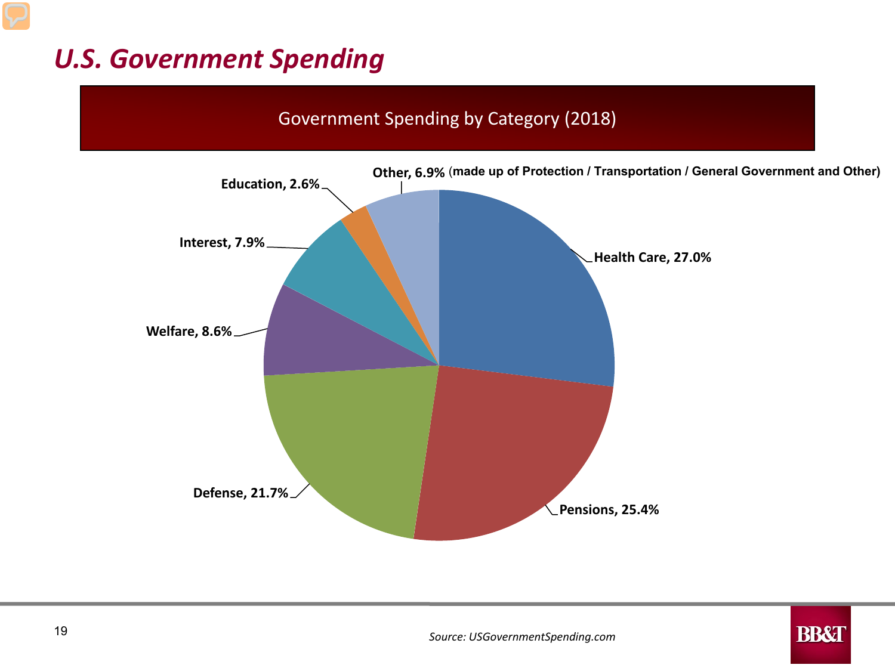# U.S. Government Spending

## Government Spending by Category (2018)

**Other, 6.9%** **(made up of Protection / Transportation / General Government and Other)**

**Education, 2.6%**

**Interest, 7.9%**

**Welfare, 8.6%**

**Defense, 21.7%**

**Pensions, 25.4%**

**Health Care, 27.0%**

*Source: USGovernmentSpending.com*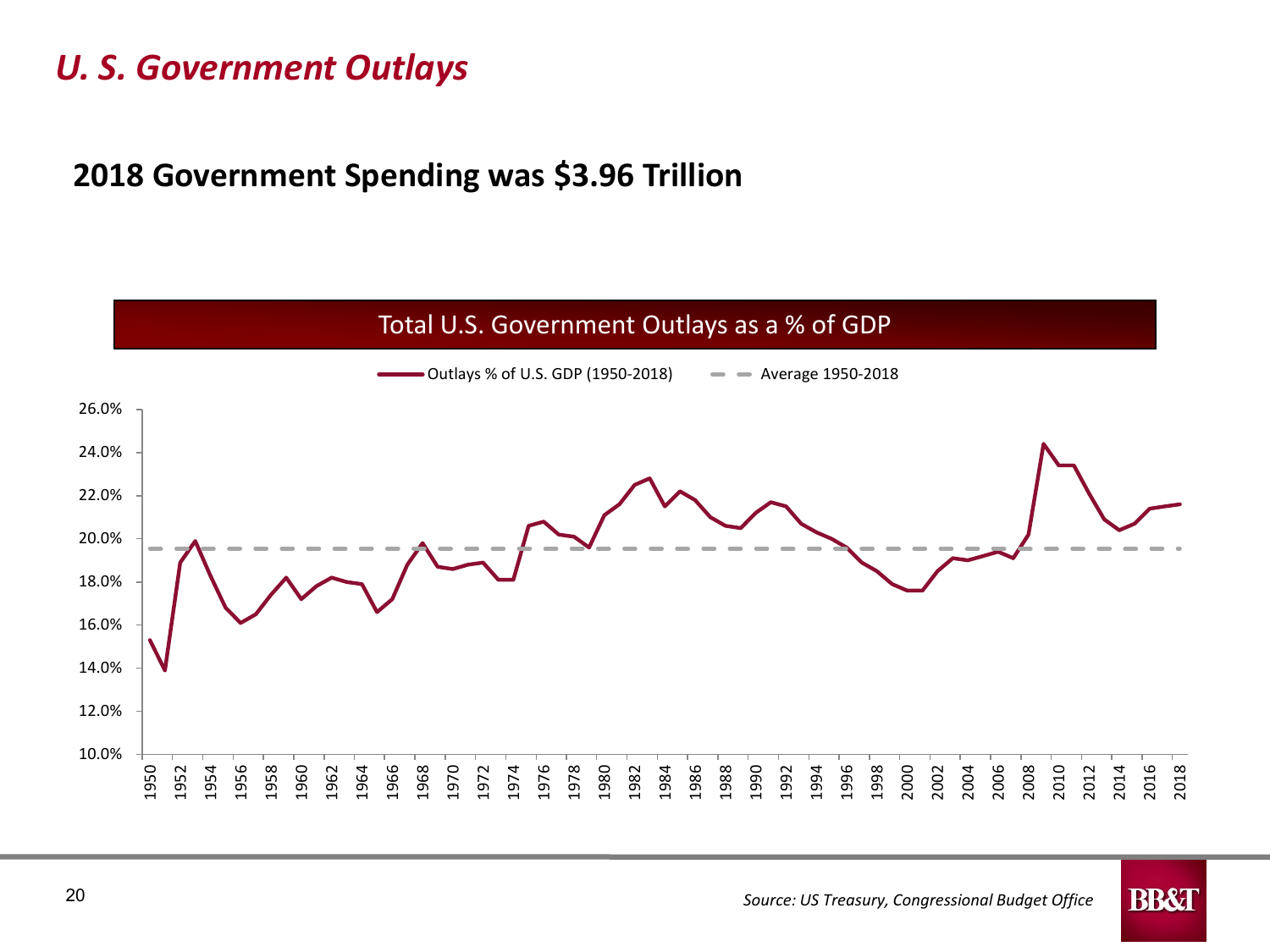# *U. S. Government Outlays*

## 2018 Government Spending was $3.96 Trillion

Total U.S. Government Outlays as a % of GDP

Outlays % of U.S. GDP (1950-2018) — Average 1950-2018

*Source: US Treasury, Congressional Budget Office*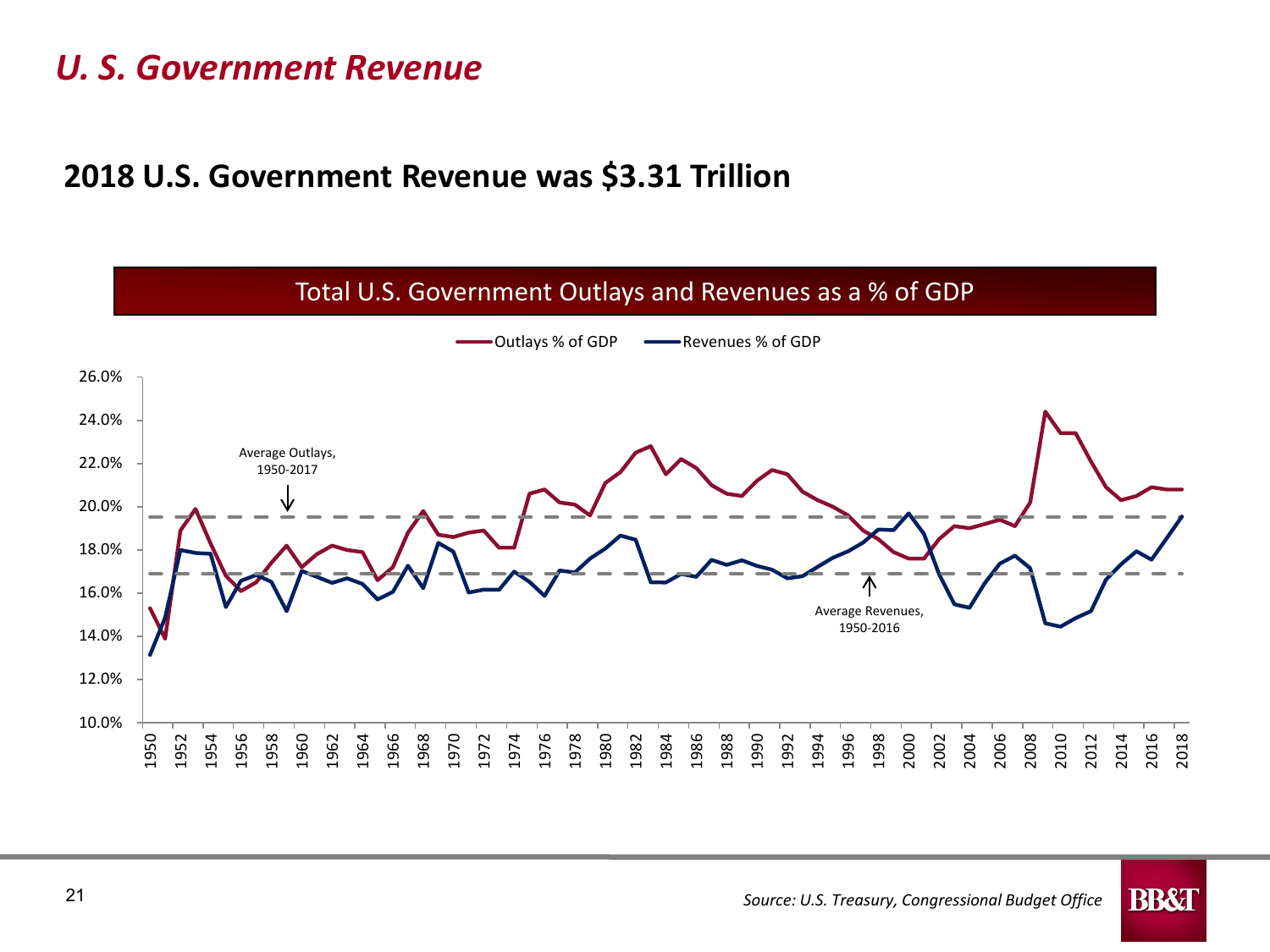# U. S. Government Revenue

## 2018 U.S. Government Revenue was $3.31 Trillion

Total U.S. Government Outlays and Revenues as a % of GDP

Outlays % of GDP — Revenues % of GDP

Average Outlays, 1950-2017

Average Revenues, 1950-2016

*Source: U.S. Treasury, Congressional Budget Office*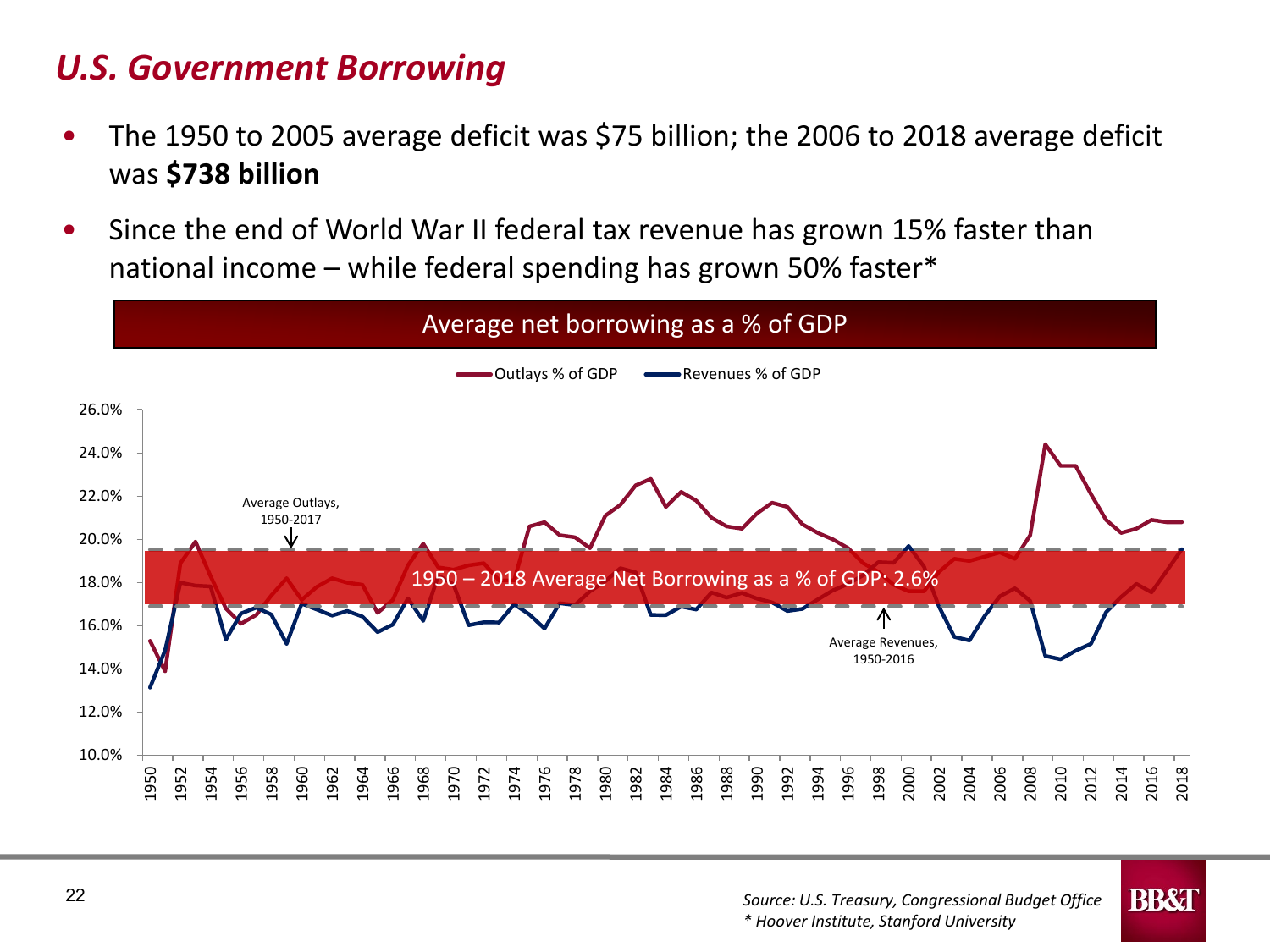# U.S. Government Borrowing

- The 1950 to 2005 average deficit was $75 billion; the 2006 to 2018 average deficit was **$738 billion**
- Since the end of World War II federal tax revenue has grown 15% faster than national income – while federal spending has grown 50% faster*

**Average net borrowing as a % of GDP**

Outlays % of GDP — Revenues % of GDP

Average Outlays, 1950-2017

1950 – 2018 Average Net Borrowing as a % of GDP: 2.6%

Average Revenues, 1950-2016

*Source: U.S. Treasury, Congressional Budget Office*
*\* Hoover Institute, Stanford University*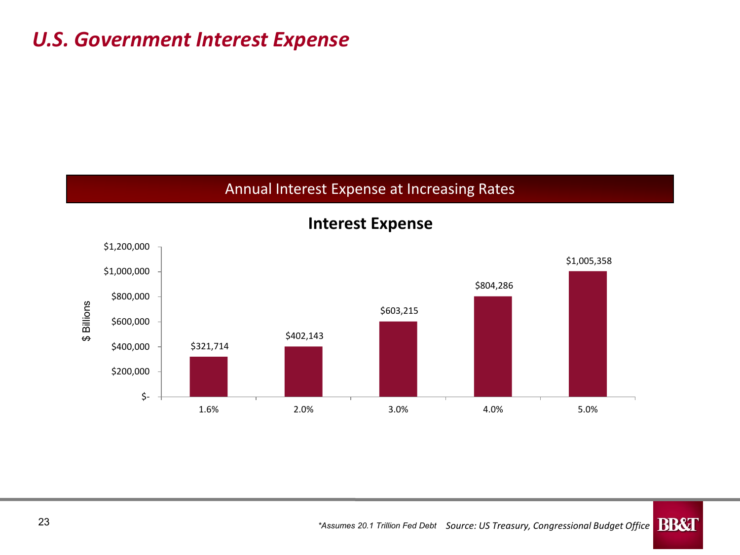# U.S. Government Interest Expense

## Annual Interest Expense at Increasing Rates

### Interest Expense

| Rate | Interest Expense ($ Billions) |
|---|---|
| 1.6% | $321,714 |
| 2.0% | $402,143 |
| 3.0% | $603,215 |
| 4.0% | $804,286 |
| 5.0% | $1,005,358 |

*\*Assumes 20.1 Trillion Fed Debt* *Source: US Treasury, Congressional Budget Office*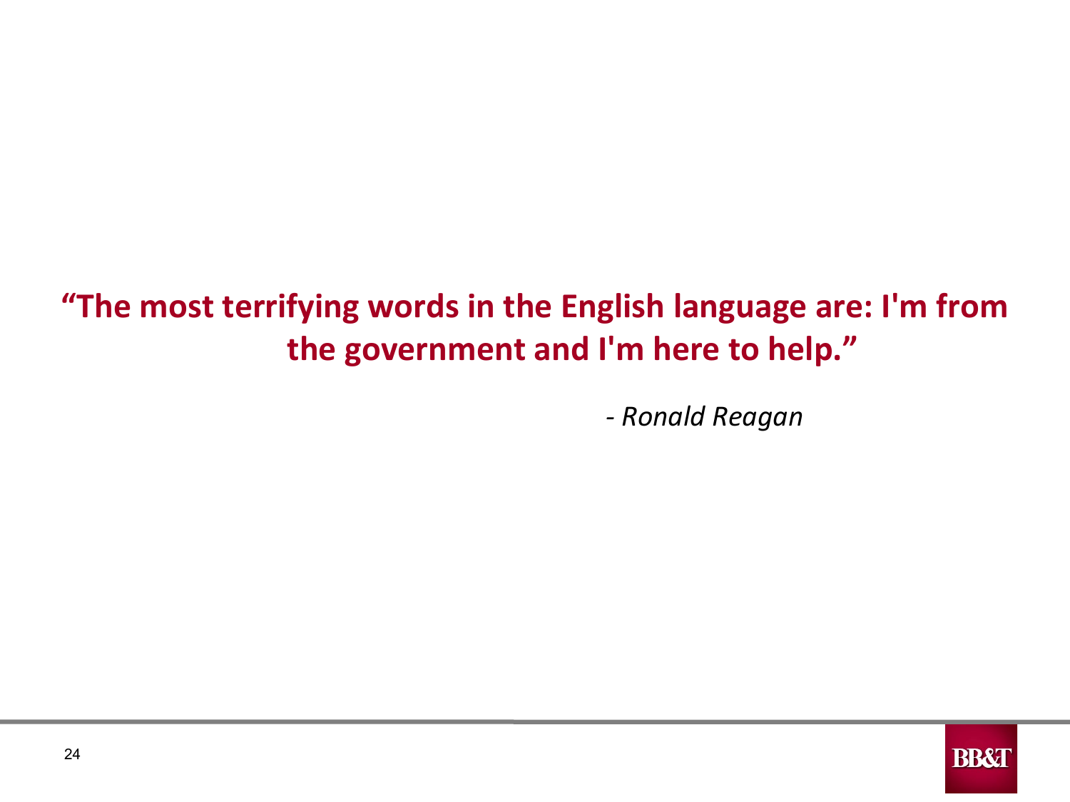**“The most terrifying words in the English language are: I'm from the government and I'm here to help.”**

*- Ronald Reagan*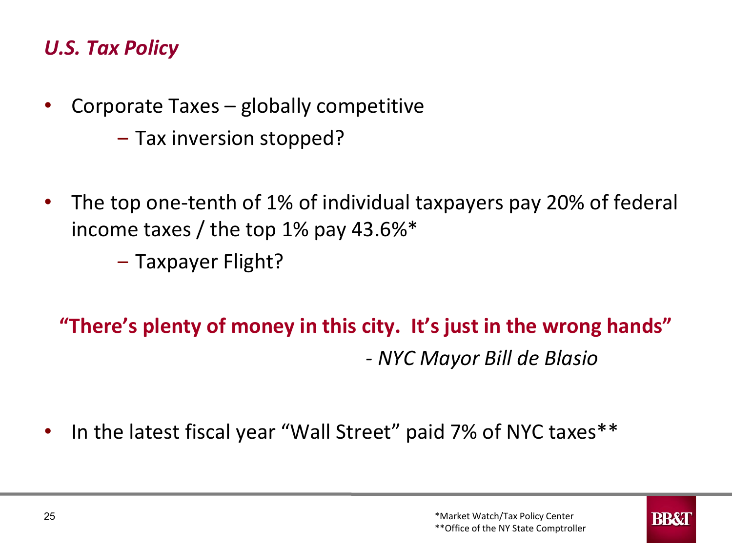## *U.S. Tax Policy*

- Corporate Taxes – globally competitive
  - Tax inversion stopped?
- The top one-tenth of 1% of individual taxpayers pay 20% of federal income taxes / the top 1% pay 43.6%*
  - Taxpayer Flight?

**"There's plenty of money in this city. It's just in the wrong hands"**

*- NYC Mayor Bill de Blasio*

- In the latest fiscal year "Wall Street" paid 7% of NYC taxes**

*Market Watch/Tax Policy Center
**Office of the NY State Comptroller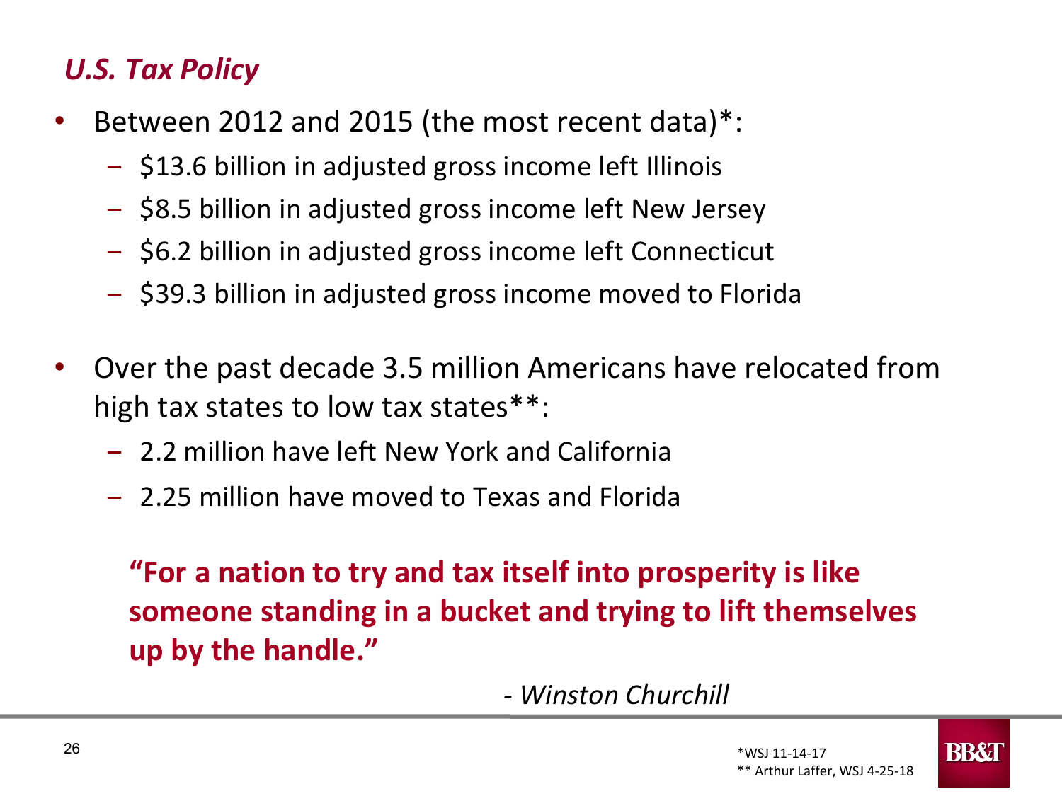## *U.S. Tax Policy*

- Between 2012 and 2015 (the most recent data)*:
  - $13.6 billion in adjusted gross income left Illinois
  - $8.5 billion in adjusted gross income left New Jersey
  - $6.2 billion in adjusted gross income left Connecticut
  - $39.3 billion in adjusted gross income moved to Florida

- Over the past decade 3.5 million Americans have relocated from high tax states to low tax states**:
  - 2.2 million have left New York and California
  - 2.25 million have moved to Texas and Florida

**"For a nation to try and tax itself into prosperity is like someone standing in a bucket and trying to lift themselves up by the handle."**

*- Winston Churchill*

*WSJ 11-14-17
** Arthur Laffer, WSJ 4-25-18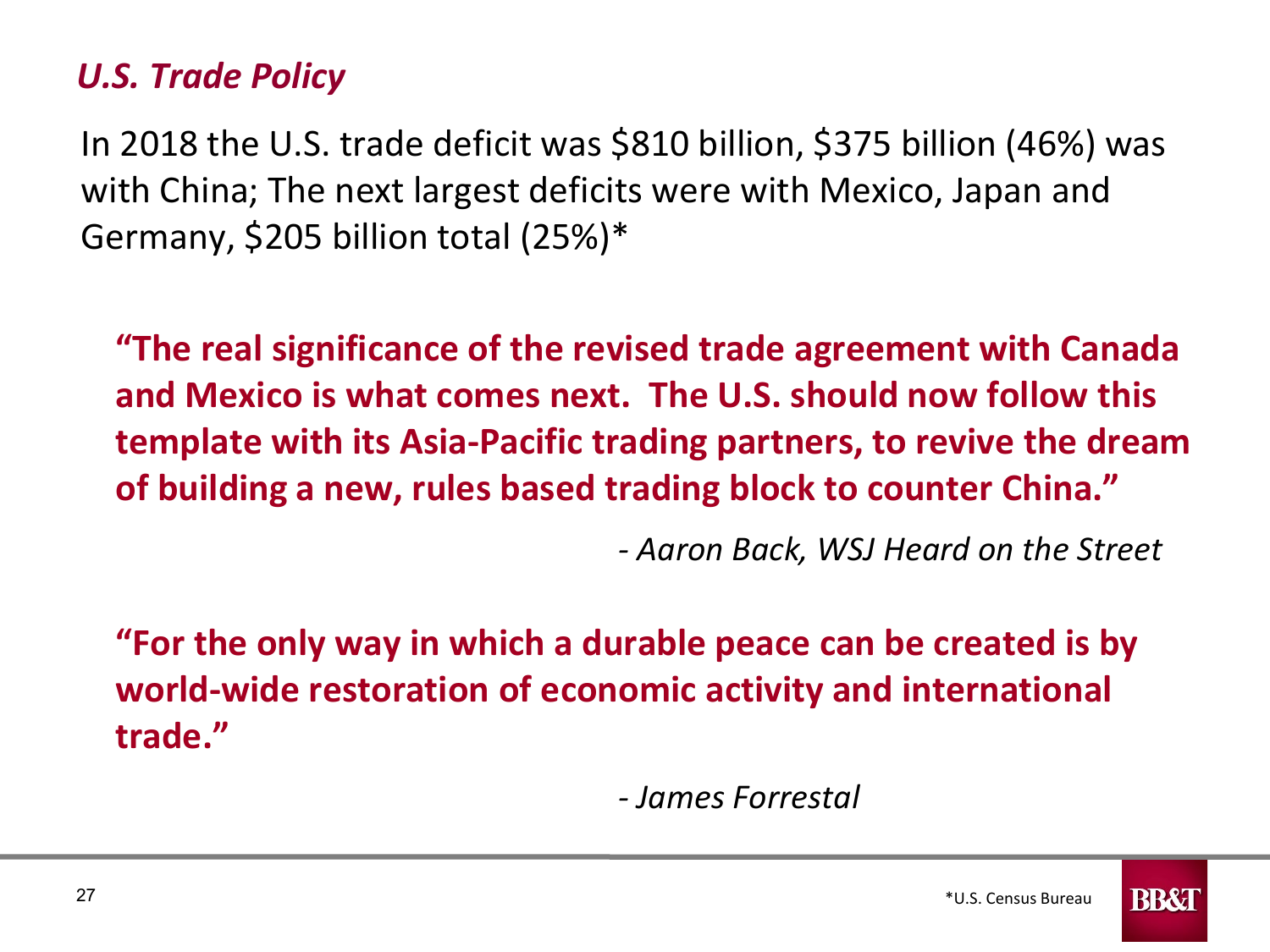## *U.S. Trade Policy*

In 2018 the U.S. trade deficit was $810 billion, $375 billion (46%) was with China; The next largest deficits were with Mexico, Japan and Germany, $205 billion total (25%)*

**"The real significance of the revised trade agreement with Canada and Mexico is what comes next. The U.S. should now follow this template with its Asia-Pacific trading partners, to revive the dream of building a new, rules based trading block to counter China."**

*- Aaron Back, WSJ Heard on the Street*

**"For the only way in which a durable peace can be created is by world-wide restoration of economic activity and international trade."**

*- James Forrestal*

*U.S. Census Bureau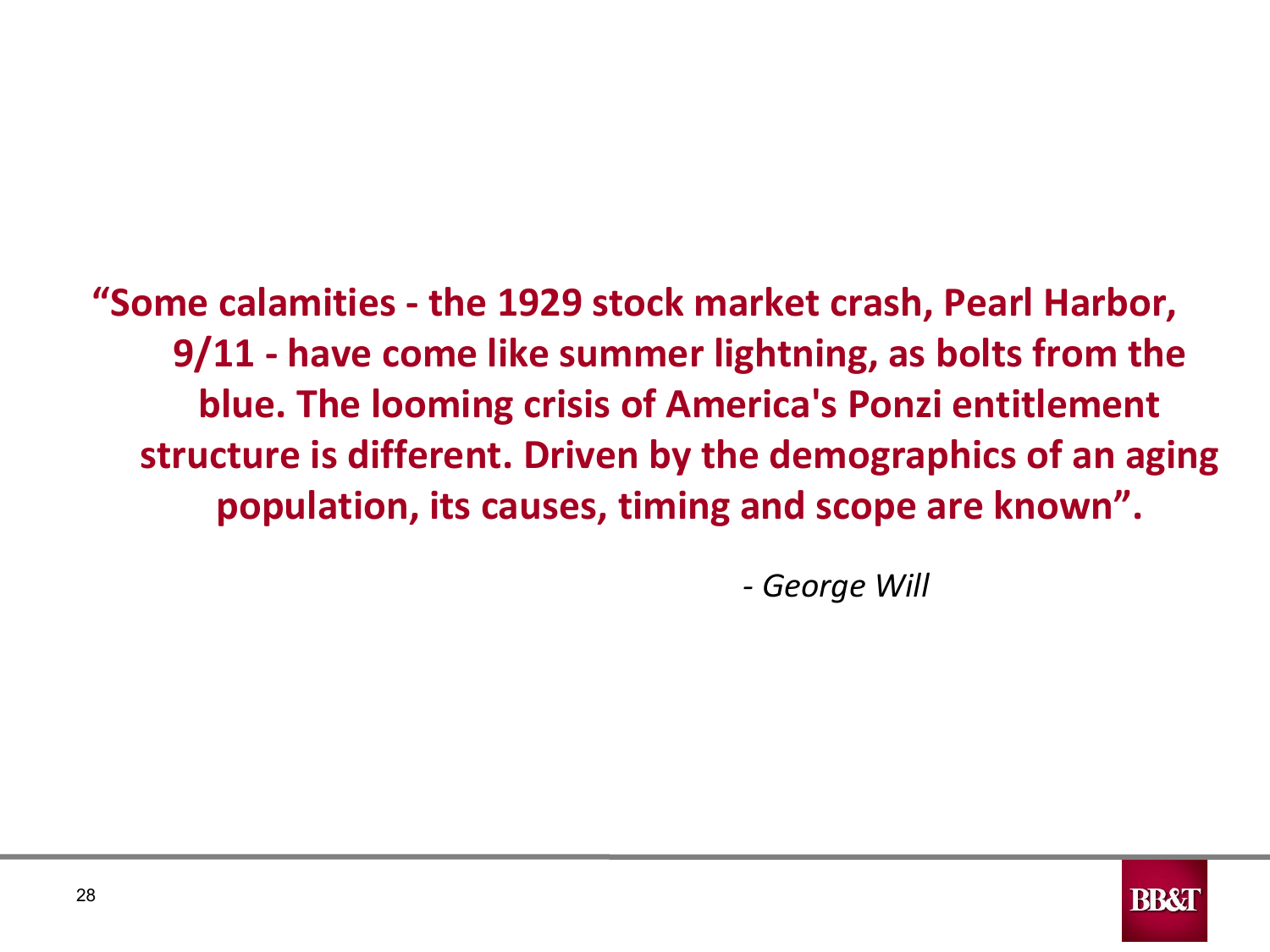**"Some calamities - the 1929 stock market crash, Pearl Harbor, 9/11 - have come like summer lightning, as bolts from the blue. The looming crisis of America's Ponzi entitlement structure is different. Driven by the demographics of an aging population, its causes, timing and scope are known".**

*- George Will*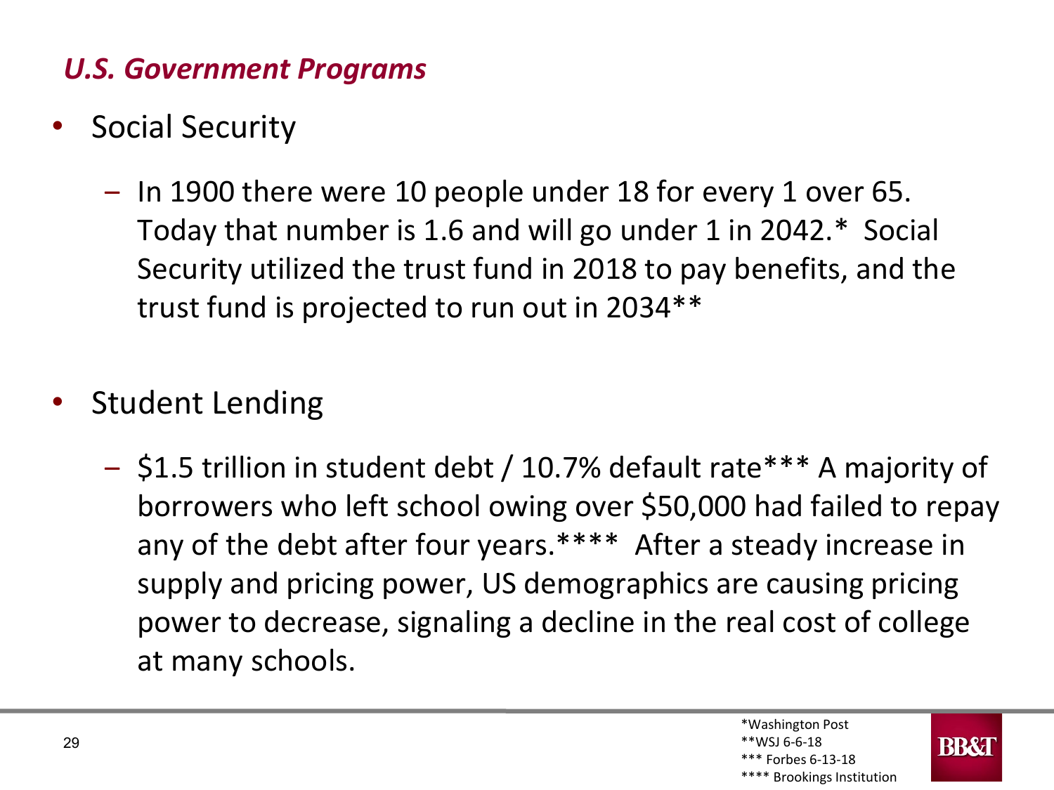## *U.S. Government Programs*

- Social Security
  - In 1900 there were 10 people under 18 for every 1 over 65. Today that number is 1.6 and will go under 1 in 2042.* Social Security utilized the trust fund in 2018 to pay benefits, and the trust fund is projected to run out in 2034**

- Student Lending
  - $1.5 trillion in student debt / 10.7% default rate*** A majority of borrowers who left school owing over $50,000 had failed to repay any of the debt after four years.**** After a steady increase in supply and pricing power, US demographics are causing pricing power to decrease, signaling a decline in the real cost of college at many schools.

*Washington Post
**WSJ 6-6-18
*** Forbes 6-13-18
**** Brookings Institution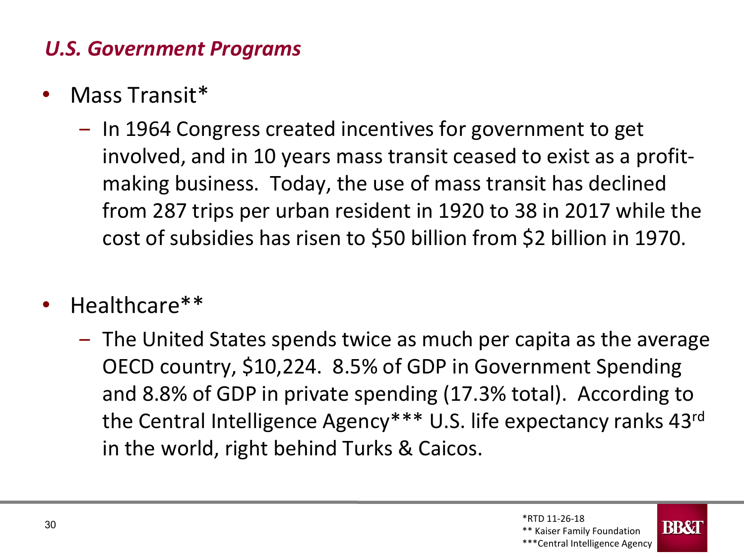## *U.S. Government Programs*

- Mass Transit*
  - In 1964 Congress created incentives for government to get involved, and in 10 years mass transit ceased to exist as a profit-making business. Today, the use of mass transit has declined from 287 trips per urban resident in 1920 to 38 in 2017 while the cost of subsidies has risen to $50 billion from $2 billion in 1970.

- Healthcare**
  - The United States spends twice as much per capita as the average OECD country, $10,224. 8.5% of GDP in Government Spending and 8.8% of GDP in private spending (17.3% total). According to the Central Intelligence Agency*** U.S. life expectancy ranks 43rd in the world, right behind Turks & Caicos.

*RTD 11-26-18
** Kaiser Family Foundation
***Central Intelligence Agency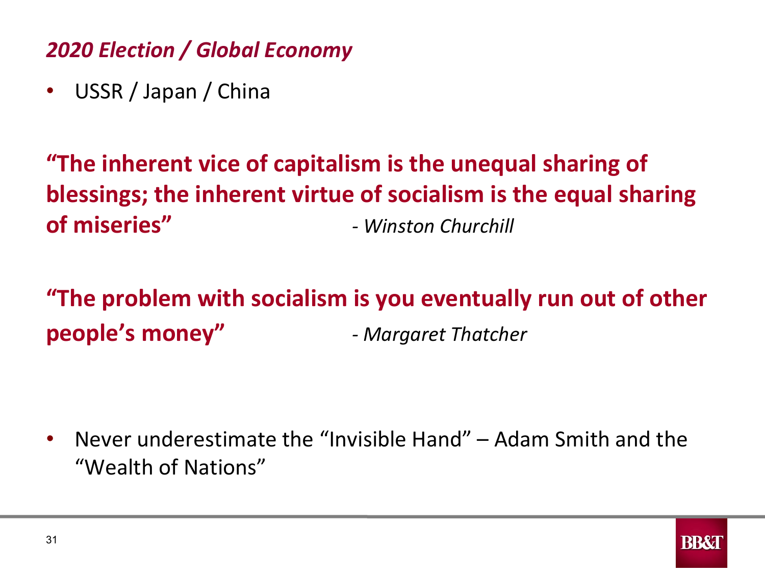## *2020 Election / Global Economy*

- USSR / Japan / China

**"The inherent vice of capitalism is the unequal sharing of blessings; the inherent virtue of socialism is the equal sharing of miseries"** - *Winston Churchill*

**"The problem with socialism is you eventually run out of other people's money"** - *Margaret Thatcher*

- Never underestimate the "Invisible Hand" – Adam Smith and the "Wealth of Nations"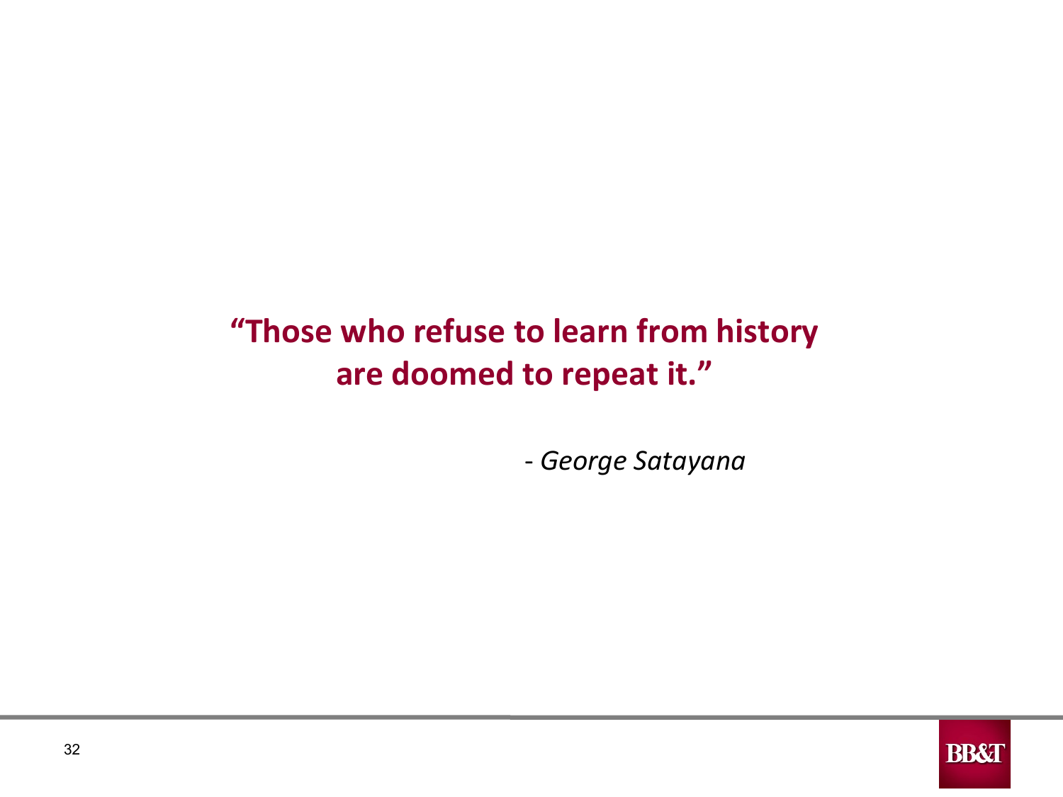**“Those who refuse to learn from history are doomed to repeat it.”**

*- George Satayana*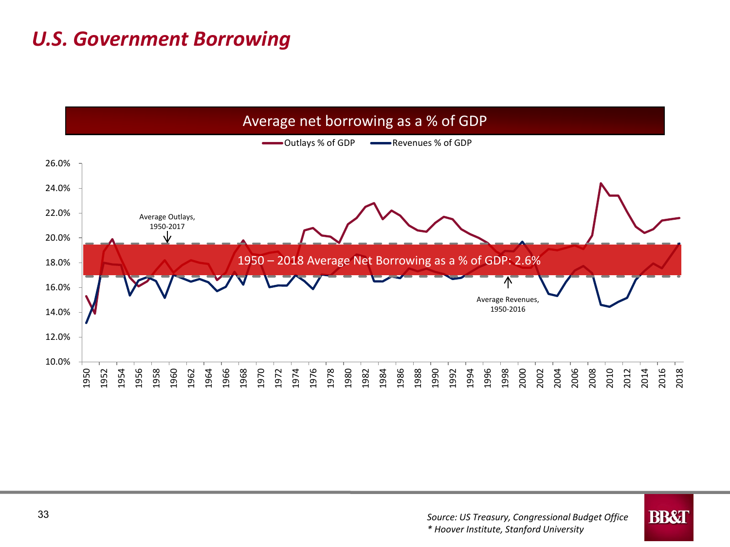# *U.S. Government Borrowing*

Average net borrowing as a % of GDP

Outlays % of GDP — Revenues % of GDP

Average Outlays, 1950-2017

1950 – 2018 Average Net Borrowing as a % of GDP: 2.6%

Average Revenues, 1950-2016

*Source: US Treasury, Congressional Budget Office*
*\* Hoover Institute, Stanford University*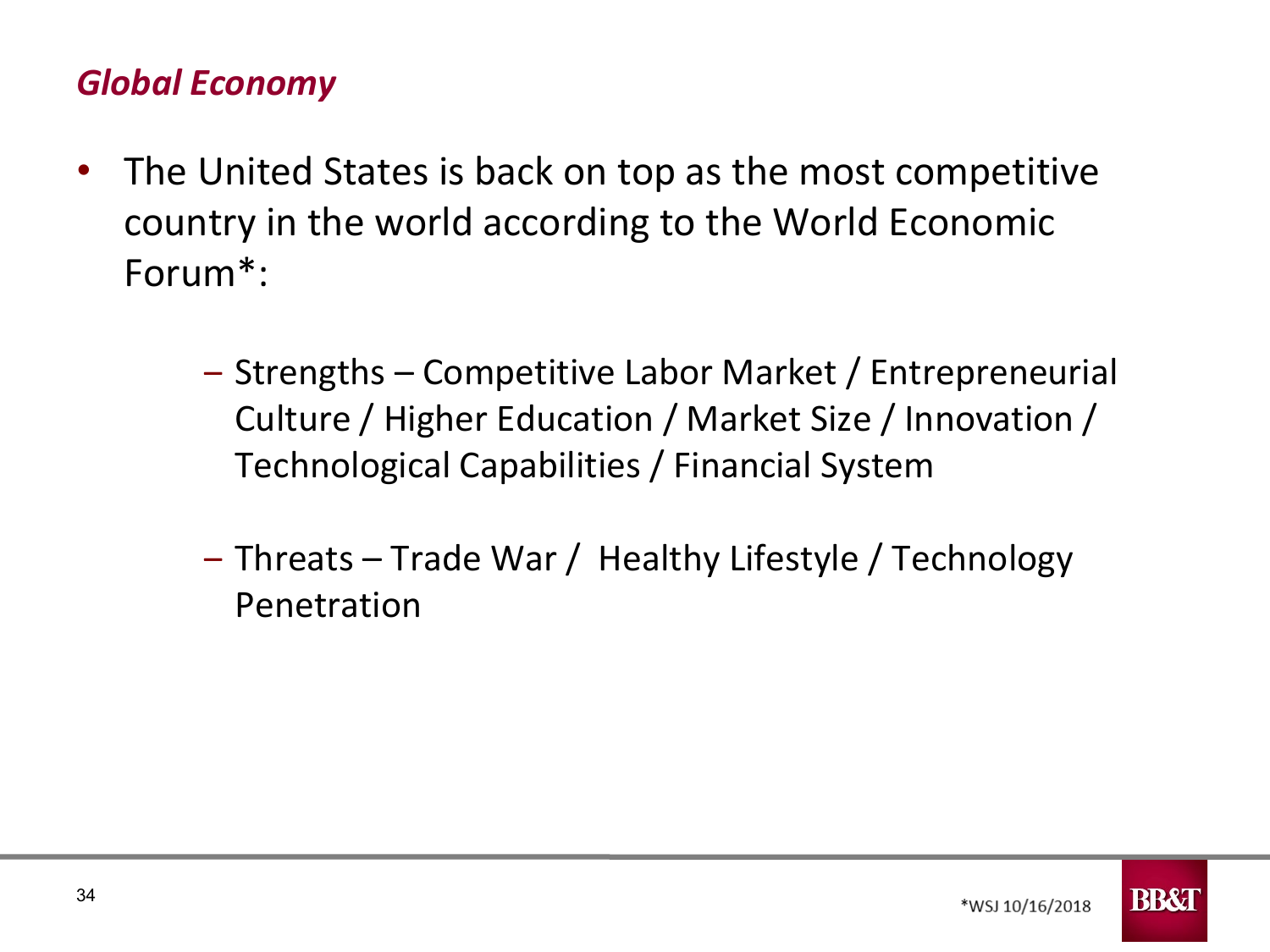## *Global Economy*

- The United States is back on top as the most competitive country in the world according to the World Economic Forum*:
  - Strengths – Competitive Labor Market / Entrepreneurial Culture / Higher Education / Market Size / Innovation / Technological Capabilities / Financial System
  - Threats – Trade War / Healthy Lifestyle / Technology Penetration

*WSJ 10/16/2018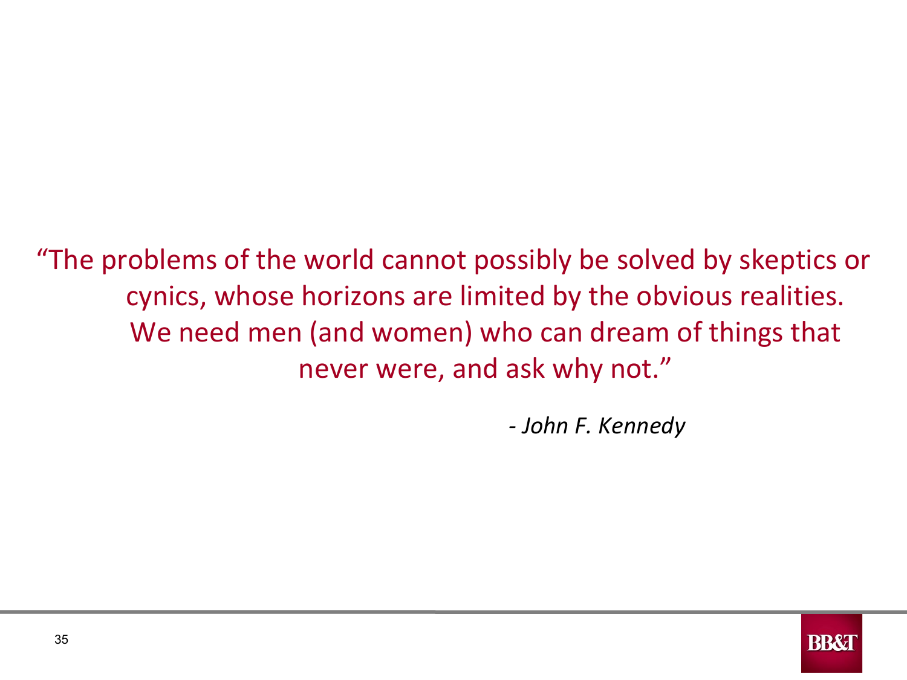"The problems of the world cannot possibly be solved by skeptics or cynics, whose horizons are limited by the obvious realities. We need men (and women) who can dream of things that never were, and ask why not."

*- John F. Kennedy*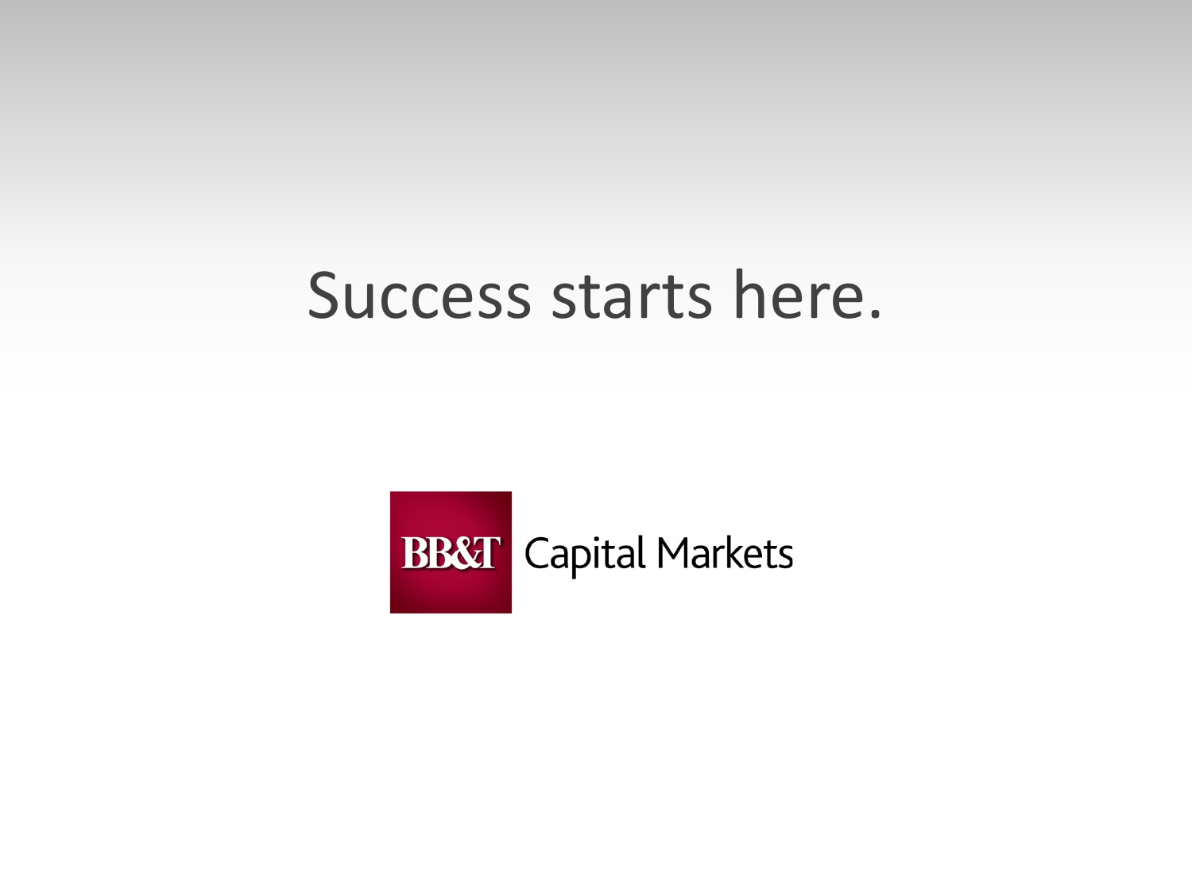Success starts here.

BB&T Capital Markets